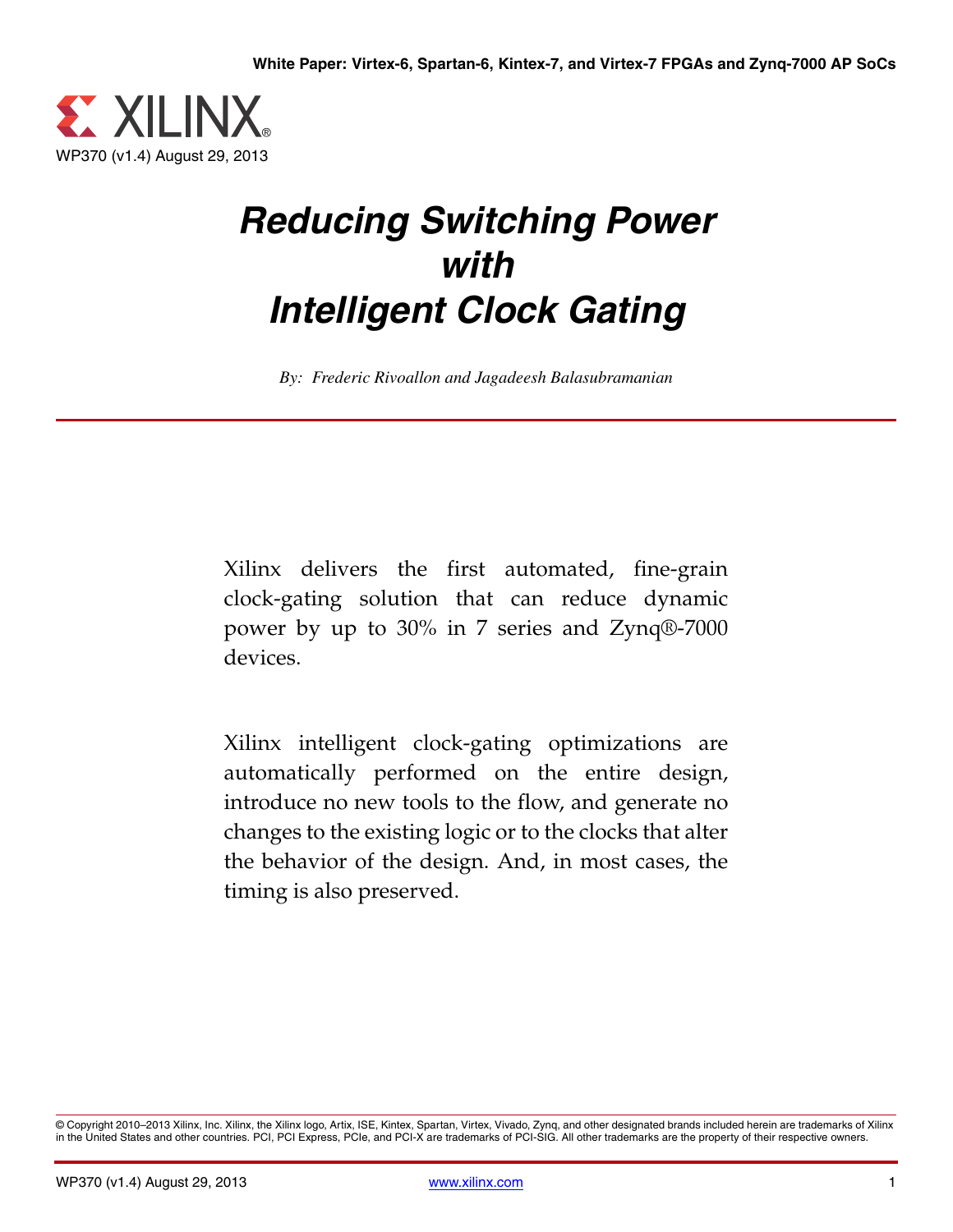White Paper: Virtex-6, Spartan-6, Kintex-7, and Virtex-7 FPGAs and Zynq-7000 AP SoCs

WP370 (v1.4) August 29, 2013

# *Reducing Switching Power with Intelligent Clock Gating*

*By: Frederic Rivoallon and Jagadeesh Balasubramanian*

Xilinx delivers the first automated, fine-grain clock-gating solution that can reduce dynamic power by up to 30% in 7 series and Zynq®-7000 devices.

Xilinx intelligent clock-gating optimizations are automatically performed on the entire design, introduce no new tools to the flow, and generate no changes to the existing logic or to the clocks that alter the behavior of the design. And, in most cases, the timing is also preserved.

© Copyright 2010–2013 Xilinx, Inc. Xilinx, the Xilinx logo, Artix, ISE, Kintex, Spartan, Virtex, Vivado, Zynq, and other designated brands included herein are trademarks of Xilinx in the United States and other countries. PCI, PCI Express, PCIe, and PCI-X are trademarks of PCI-SIG. All other trademarks are the property of their respective owners.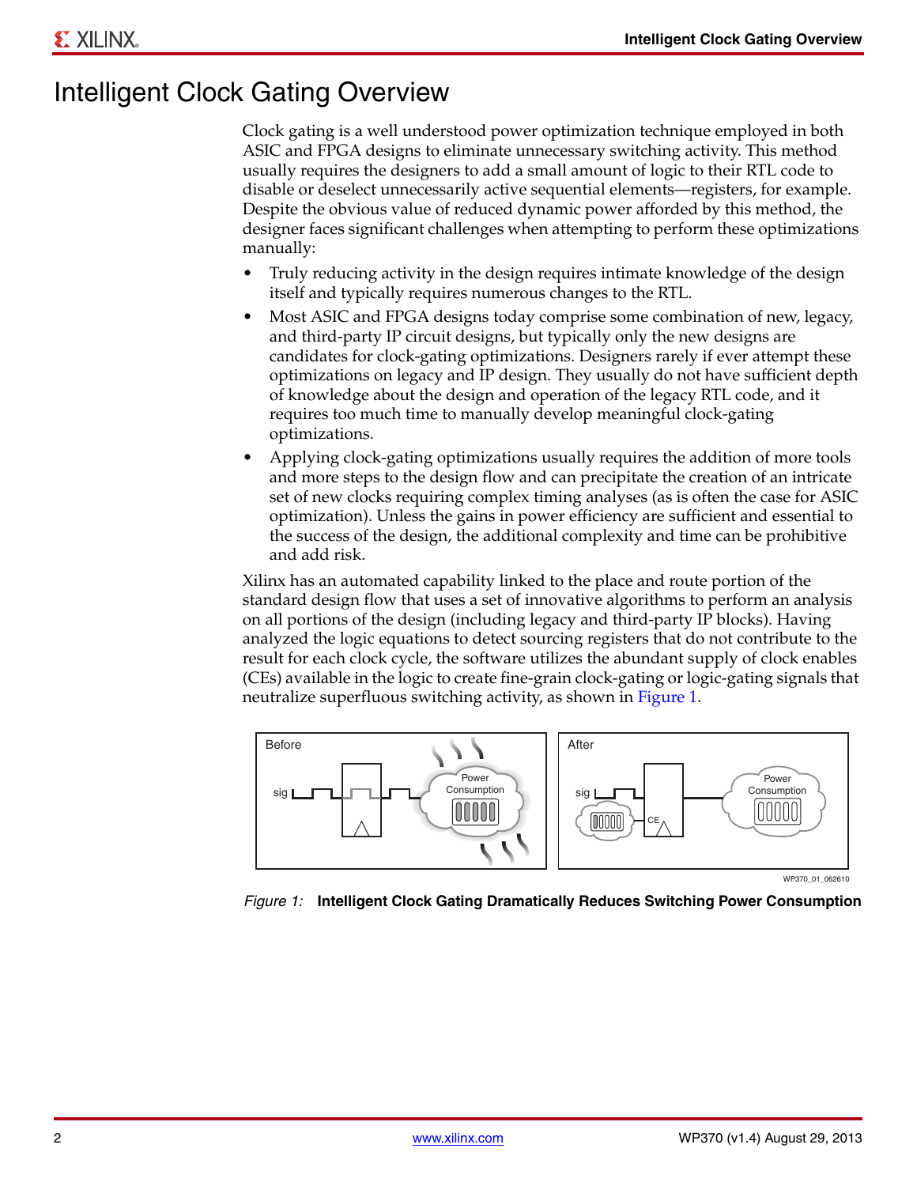# Intelligent Clock Gating Overview

Clock gating is a well understood power optimization technique employed in both ASIC and FPGA designs to eliminate unnecessary switching activity. This method usually requires the designers to add a small amount of logic to their RTL code to disable or deselect unnecessarily active sequential elements—registers, for example. Despite the obvious value of reduced dynamic power afforded by this method, the designer faces significant challenges when attempting to perform these optimizations manually:

- Truly reducing activity in the design requires intimate knowledge of the design itself and typically requires numerous changes to the RTL.
- Most ASIC and FPGA designs today comprise some combination of new, legacy, and third-party IP circuit designs, but typically only the new designs are candidates for clock-gating optimizations. Designers rarely if ever attempt these optimizations on legacy and IP design. They usually do not have sufficient depth of knowledge about the design and operation of the legacy RTL code, and it requires too much time to manually develop meaningful clock-gating optimizations.
- Applying clock-gating optimizations usually requires the addition of more tools and more steps to the design flow and can precipitate the creation of an intricate set of new clocks requiring complex timing analyses (as is often the case for ASIC optimization). Unless the gains in power efficiency are sufficient and essential to the success of the design, the additional complexity and time can be prohibitive and add risk.

Xilinx has an automated capability linked to the place and route portion of the standard design flow that uses a set of innovative algorithms to perform an analysis on all portions of the design (including legacy and third-party IP blocks). Having analyzed the logic equations to detect sourcing registers that do not contribute to the result for each clock cycle, the software utilizes the abundant supply of clock enables (CEs) available in the logic to create fine-grain clock-gating or logic-gating signals that neutralize superfluous switching activity, as shown in Figure 1.

*Figure 1:* **Intelligent Clock Gating Dramatically Reduces Switching Power Consumption**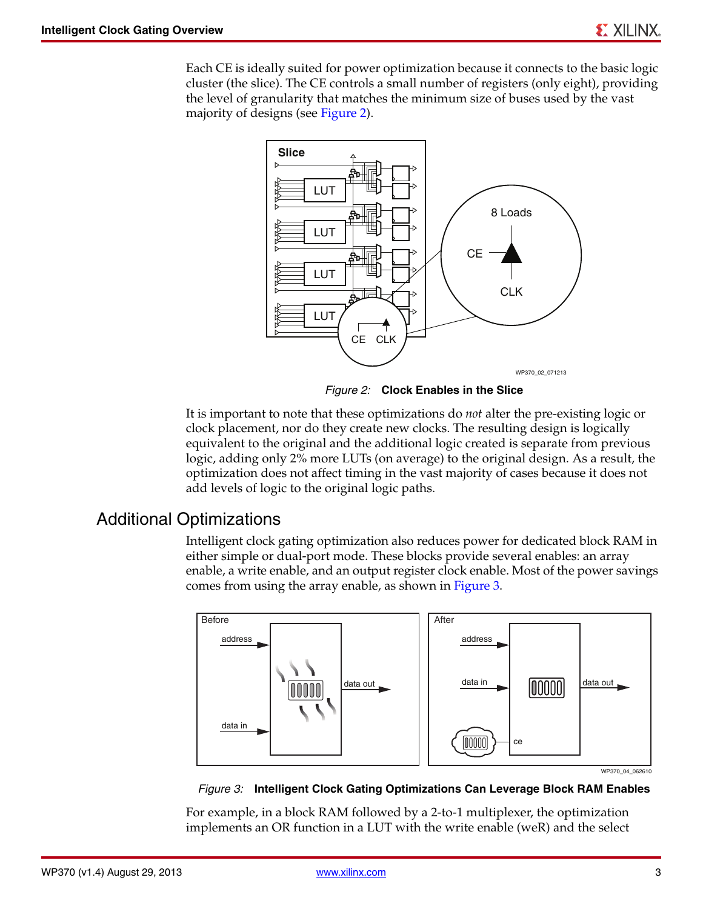Each CE is ideally suited for power optimization because it connects to the basic logic cluster (the slice). The CE controls a small number of registers (only eight), providing the level of granularity that matches the minimum size of buses used by the vast majority of designs (see Figure 2).

*Figure 2:* **Clock Enables in the Slice**

It is important to note that these optimizations do *not* alter the pre-existing logic or clock placement, nor do they create new clocks. The resulting design is logically equivalent to the original and the additional logic created is separate from previous logic, adding only 2% more LUTs (on average) to the original design. As a result, the optimization does not affect timing in the vast majority of cases because it does not add levels of logic to the original logic paths.

## Additional Optimizations

Intelligent clock gating optimization also reduces power for dedicated block RAM in either simple or dual-port mode. These blocks provide several enables: an array enable, a write enable, and an output register clock enable. Most of the power savings comes from using the array enable, as shown in Figure 3.

*Figure 3:* **Intelligent Clock Gating Optimizations Can Leverage Block RAM Enables**

For example, in a block RAM followed by a 2-to-1 multiplexer, the optimization implements an OR function in a LUT with the write enable (weR) and the select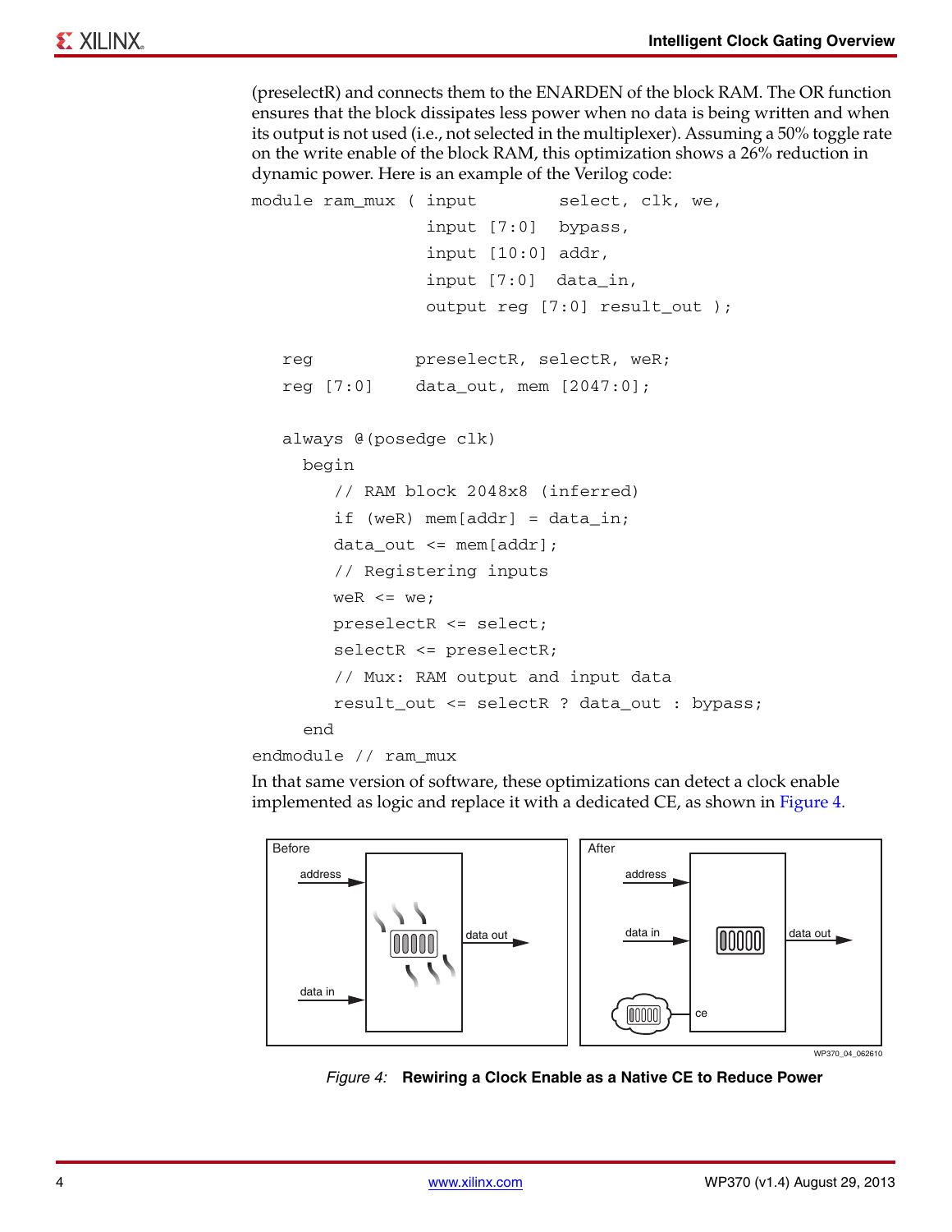(preselectR) and connects them to the ENARDEN of the block RAM. The OR function ensures that the block dissipates less power when no data is being written and when its output is not used (i.e., not selected in the multiplexer). Assuming a 50% toggle rate on the write enable of the block RAM, this optimization shows a 26% reduction in dynamic power. Here is an example of the Verilog code:

```
module ram_mux ( input        select, clk, we,
                 input  [7:0]  bypass,
                 input  [10:0] addr,
                 input  [7:0]  data_in,
                 output reg [7:0] result_out );

   reg          preselectR, selectR, weR;
   reg [7:0]    data_out, mem [2047:0];

   always @(posedge clk)
     begin
        // RAM block 2048x8 (inferred)
        if (weR) mem[addr] = data_in;
        data_out <= mem[addr];
        // Registering inputs
        weR <= we;
        preselectR <= select;
        selectR <= preselectR;
        // Mux: RAM output and input data
        result_out <= selectR ? data_out : bypass;
     end
endmodule // ram_mux
```

In that same version of software, these optimizations can detect a clock enable implemented as logic and replace it with a dedicated CE, as shown in Figure 4.

*Figure 4:* **Rewiring a Clock Enable as a Native CE to Reduce Power**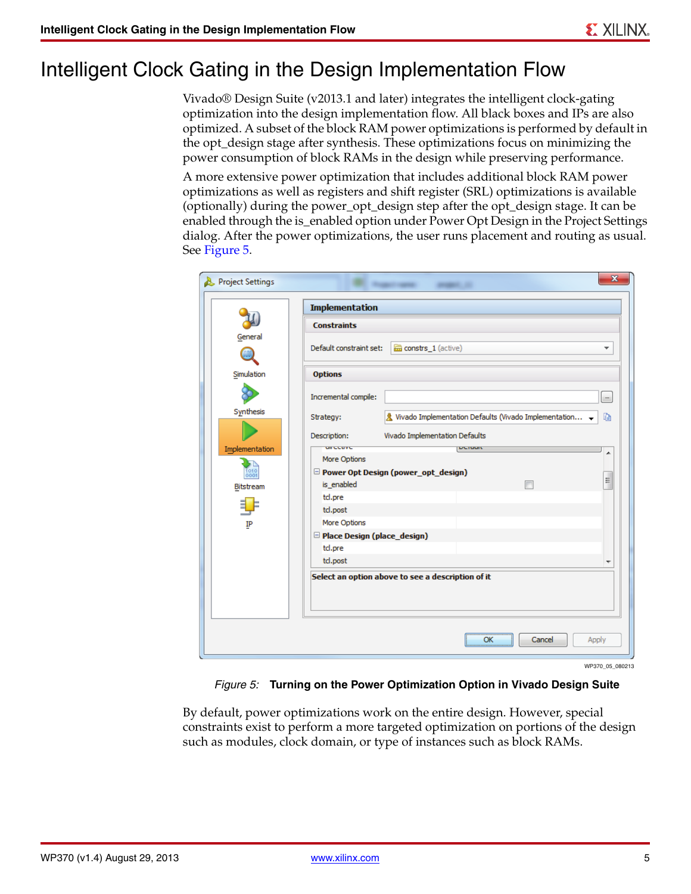# Intelligent Clock Gating in the Design Implementation Flow

Vivado® Design Suite (v2013.1 and later) integrates the intelligent clock-gating optimization into the design implementation flow. All black boxes and IPs are also optimized. A subset of the block RAM power optimizations is performed by default in the opt_design stage after synthesis. These optimizations focus on minimizing the power consumption of block RAMs in the design while preserving performance.

A more extensive power optimization that includes additional block RAM power optimizations as well as registers and shift register (SRL) optimizations is available (optionally) during the power_opt_design step after the opt_design stage. It can be enabled through the is_enabled option under Power Opt Design in the Project Settings dialog. After the power optimizations, the user runs placement and routing as usual. See Figure 5.

*Figure 5:* **Turning on the Power Optimization Option in Vivado Design Suite**

By default, power optimizations work on the entire design. However, special constraints exist to perform a more targeted optimization on portions of the design such as modules, clock domain, or type of instances such as block RAMs.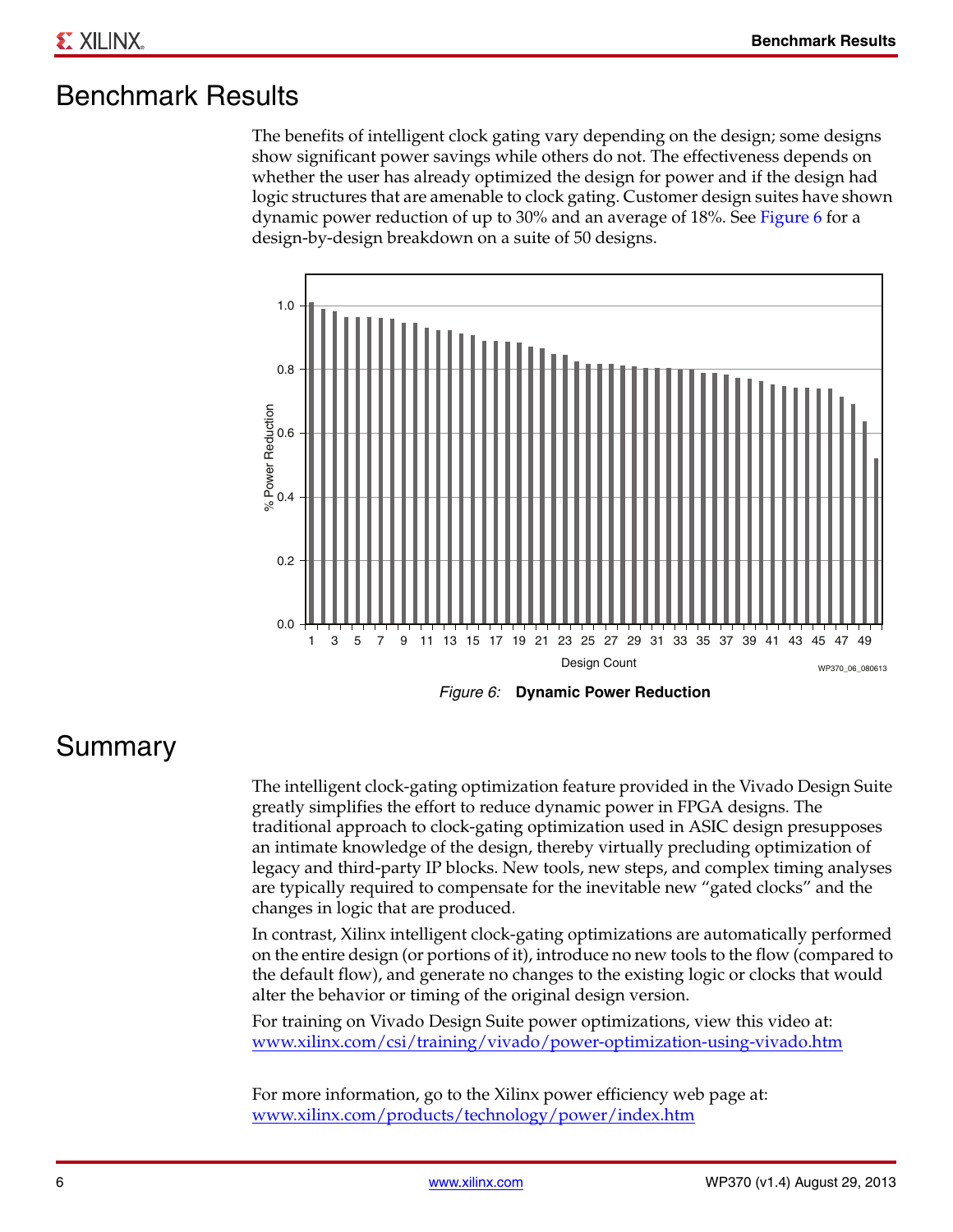# Benchmark Results

The benefits of intelligent clock gating vary depending on the design; some designs show significant power savings while others do not. The effectiveness depends on whether the user has already optimized the design for power and if the design had logic structures that are amenable to clock gating. Customer design suites have shown dynamic power reduction of up to 30% and an average of 18%. See Figure 6 for a design-by-design breakdown on a suite of 50 designs.

*Figure 6:* **Dynamic Power Reduction**

# Summary

The intelligent clock-gating optimization feature provided in the Vivado Design Suite greatly simplifies the effort to reduce dynamic power in FPGA designs. The traditional approach to clock-gating optimization used in ASIC design presupposes an intimate knowledge of the design, thereby virtually precluding optimization of legacy and third-party IP blocks. New tools, new steps, and complex timing analyses are typically required to compensate for the inevitable new "gated clocks" and the changes in logic that are produced.

In contrast, Xilinx intelligent clock-gating optimizations are automatically performed on the entire design (or portions of it), introduce no new tools to the flow (compared to the default flow), and generate no changes to the existing logic or clocks that would alter the behavior or timing of the original design version.

For training on Vivado Design Suite power optimizations, view this video at:
www.xilinx.com/csi/training/vivado/power-optimization-using-vivado.htm

For more information, go to the Xilinx power efficiency web page at:
www.xilinx.com/products/technology/power/index.htm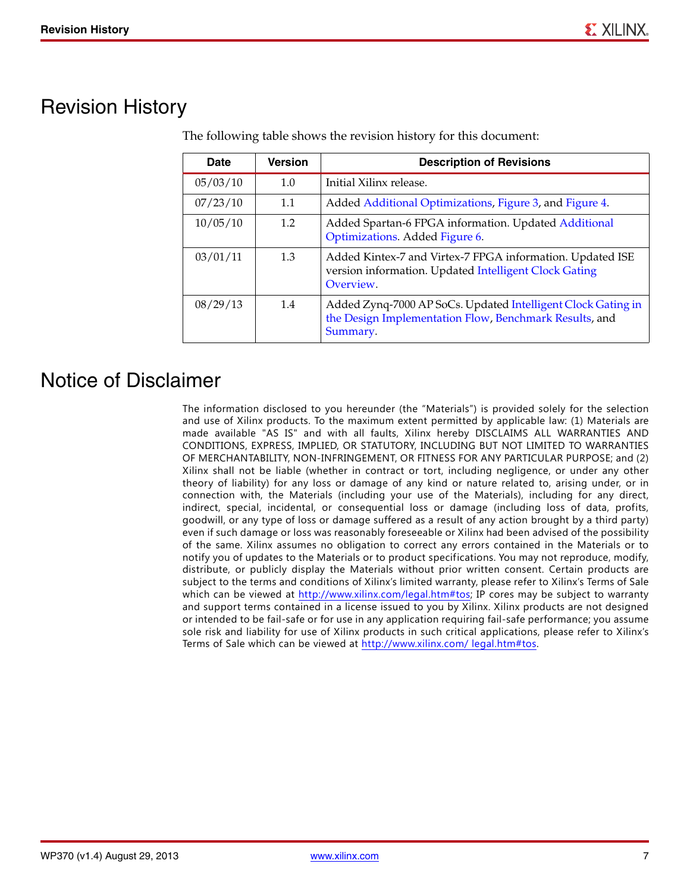# Revision History

The following table shows the revision history for this document:

| Date | Version | Description of Revisions |
|---|---|---|
| 05/03/10 | 1.0 | Initial Xilinx release. |
| 07/23/10 | 1.1 | Added Additional Optimizations, Figure 3, and Figure 4. |
| 10/05/10 | 1.2 | Added Spartan-6 FPGA information. Updated Additional Optimizations. Added Figure 6. |
| 03/01/11 | 1.3 | Added Kintex-7 and Virtex-7 FPGA information. Updated ISE version information. Updated Intelligent Clock Gating Overview. |
| 08/29/13 | 1.4 | Added Zynq-7000 AP SoCs. Updated Intelligent Clock Gating in the Design Implementation Flow, Benchmark Results, and Summary. |

# Notice of Disclaimer

The information disclosed to you hereunder (the "Materials") is provided solely for the selection and use of Xilinx products. To the maximum extent permitted by applicable law: (1) Materials are made available "AS IS" and with all faults, Xilinx hereby DISCLAIMS ALL WARRANTIES AND CONDITIONS, EXPRESS, IMPLIED, OR STATUTORY, INCLUDING BUT NOT LIMITED TO WARRANTIES OF MERCHANTABILITY, NON-INFRINGEMENT, OR FITNESS FOR ANY PARTICULAR PURPOSE; and (2) Xilinx shall not be liable (whether in contract or tort, including negligence, or under any other theory of liability) for any loss or damage of any kind or nature related to, arising under, or in connection with, the Materials (including your use of the Materials), including for any direct, indirect, special, incidental, or consequential loss or damage (including loss of data, profits, goodwill, or any type of loss or damage suffered as a result of any action brought by a third party) even if such damage or loss was reasonably foreseeable or Xilinx had been advised of the possibility of the same. Xilinx assumes no obligation to correct any errors contained in the Materials or to notify you of updates to the Materials or to product specifications. You may not reproduce, modify, distribute, or publicly display the Materials without prior written consent. Certain products are subject to the terms and conditions of Xilinx's limited warranty, please refer to Xilinx's Terms of Sale which can be viewed at http://www.xilinx.com/legal.htm#tos; IP cores may be subject to warranty and support terms contained in a license issued to you by Xilinx. Xilinx products are not designed or intended to be fail-safe or for use in any application requiring fail-safe performance; you assume sole risk and liability for use of Xilinx products in such critical applications, please refer to Xilinx's Terms of Sale which can be viewed at http://www.xilinx.com/ legal.htm#tos.